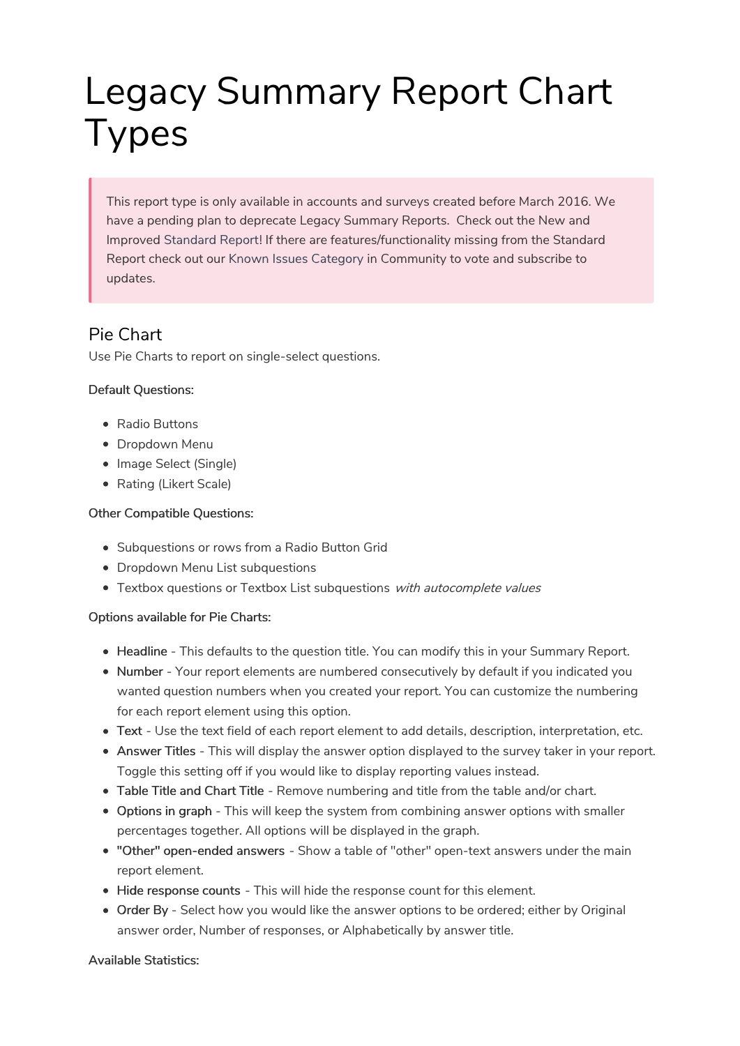# Legacy Summary Report Chart Types

> This report type is only available in accounts and surveys created before March 2016. We have a pending plan to deprecate Legacy Summary Reports. Check out the New and Improved Standard Report! If there are features/functionality missing from the Standard Report check out our Known Issues Category in Community to vote and subscribe to updates.

## Pie Chart

Use Pie Charts to report on single-select questions.

**Default Questions:**

- Radio Buttons
- Dropdown Menu
- Image Select (Single)
- Rating (Likert Scale)

**Other Compatible Questions:**

- Subquestions or rows from a Radio Button Grid
- Dropdown Menu List subquestions
- Textbox questions or Textbox List subquestions *with autocomplete values*

**Options available for Pie Charts:**

- **Headline** - This defaults to the question title. You can modify this in your Summary Report.
- **Number** - Your report elements are numbered consecutively by default if you indicated you wanted question numbers when you created your report. You can customize the numbering for each report element using this option.
- **Text** - Use the text field of each report element to add details, description, interpretation, etc.
- **Answer Titles** - This will display the answer option displayed to the survey taker in your report. Toggle this setting off if you would like to display reporting values instead.
- **Table Title and Chart Title** - Remove numbering and title from the table and/or chart.
- **Options in graph** - This will keep the system from combining answer options with smaller percentages together. All options will be displayed in the graph.
- **"Other" open-ended answers** - Show a table of "other" open-text answers under the main report element.
- **Hide response counts** - This will hide the response count for this element.
- **Order By** - Select how you would like the answer options to be ordered; either by Original answer order, Number of responses, or Alphabetically by answer title.

**Available Statistics:**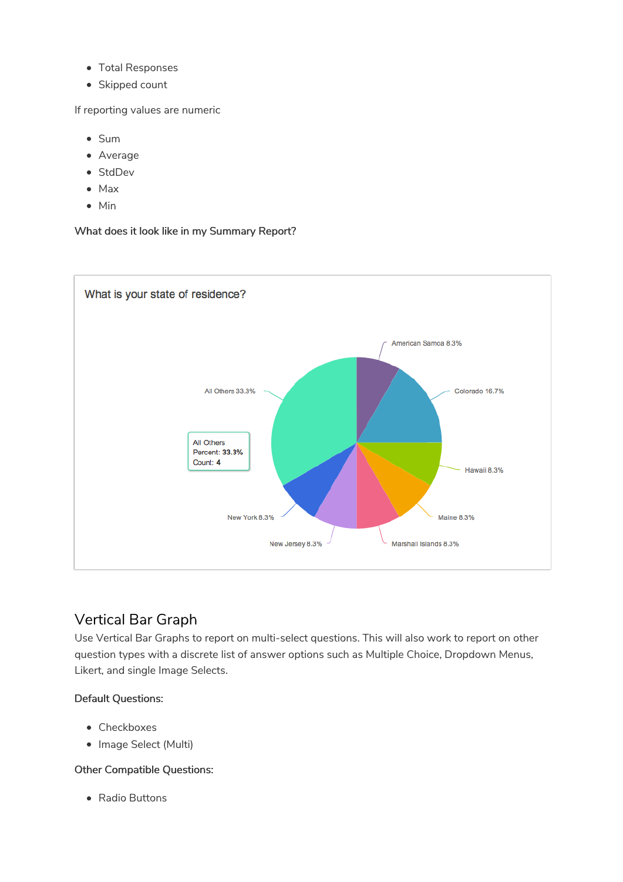- Total Responses
- Skipped count

If reporting values are numeric

- Sum
- Average
- StdDev
- Max
- Min

What does it look like in my Summary Report?

What is your state of residence?

American Samoa 8.3%
Colorado 16.7%
Hawaii 8.3%
Maine 8.3%
Marshall Islands 8.3%
New Jersey 8.3%
New York 8.3%
All Others 33.3%

All Others
Percent: **33.3%**
Count: **4**

## Vertical Bar Graph

Use Vertical Bar Graphs to report on multi-select questions. This will also work to report on other question types with a discrete list of answer options such as Multiple Choice, Dropdown Menus, Likert, and single Image Selects.

Default Questions:

- Checkboxes
- Image Select (Multi)

Other Compatible Questions:

- Radio Buttons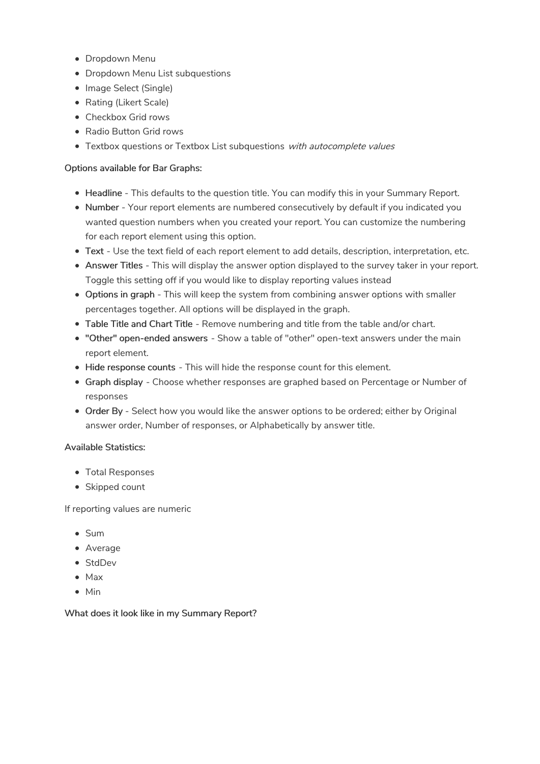- Dropdown Menu
- Dropdown Menu List subquestions
- Image Select (Single)
- Rating (Likert Scale)
- Checkbox Grid rows
- Radio Button Grid rows
- Textbox questions or Textbox List subquestions *with autocomplete values*

**Options available for Bar Graphs:**

- **Headline** - This defaults to the question title. You can modify this in your Summary Report.
- **Number** - Your report elements are numbered consecutively by default if you indicated you wanted question numbers when you created your report. You can customize the numbering for each report element using this option.
- **Text** - Use the text field of each report element to add details, description, interpretation, etc.
- **Answer Titles** - This will display the answer option displayed to the survey taker in your report. Toggle this setting off if you would like to display reporting values instead
- **Options in graph** - This will keep the system from combining answer options with smaller percentages together. All options will be displayed in the graph.
- **Table Title and Chart Title** - Remove numbering and title from the table and/or chart.
- **"Other" open-ended answers** - Show a table of "other" open-text answers under the main report element.
- **Hide response counts** - This will hide the response count for this element.
- **Graph display** - Choose whether responses are graphed based on Percentage or Number of responses
- **Order By** - Select how you would like the answer options to be ordered; either by Original answer order, Number of responses, or Alphabetically by answer title.

**Available Statistics:**

- Total Responses
- Skipped count

If reporting values are numeric

- Sum
- Average
- StdDev
- Max
- Min

**What does it look like in my Summary Report?**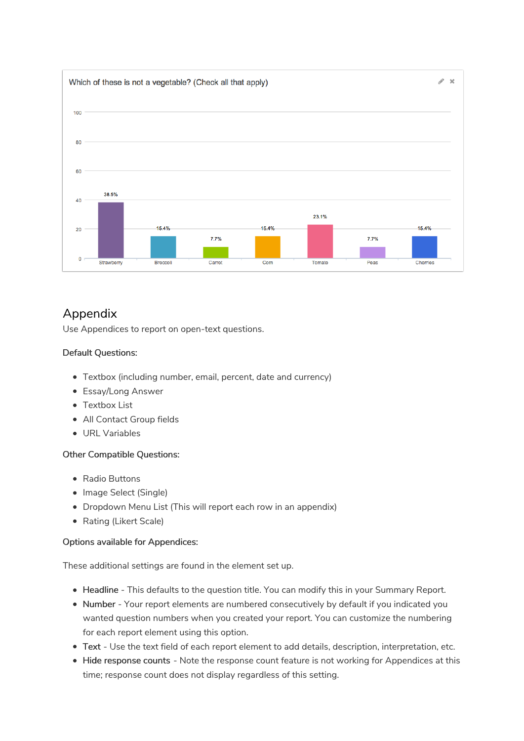Which of these is not a vegetable? (Check all that apply)

100
80
60
40
20
0

38.5%
15.4%
7.7%
15.4%
23.1%
7.7%
15.4%

Strawberry
Broccoli
Carrot
Corn
Tomato
Peas
Cherries

## Appendix

Use Appendices to report on open-text questions.

Default Questions:

- Textbox (including number, email, percent, date and currency)
- Essay/Long Answer
- Textbox List
- All Contact Group fields
- URL Variables

Other Compatible Questions:

- Radio Buttons
- Image Select (Single)
- Dropdown Menu List (This will report each row in an appendix)
- Rating (Likert Scale)

Options available for Appendices:

These additional settings are found in the element set up.

- **Headline** - This defaults to the question title. You can modify this in your Summary Report.
- **Number** - Your report elements are numbered consecutively by default if you indicated you wanted question numbers when you created your report. You can customize the numbering for each report element using this option.
- **Text** - Use the text field of each report element to add details, description, interpretation, etc.
- **Hide response counts** - Note the response count feature is not working for Appendices at this time; response count does not display regardless of this setting.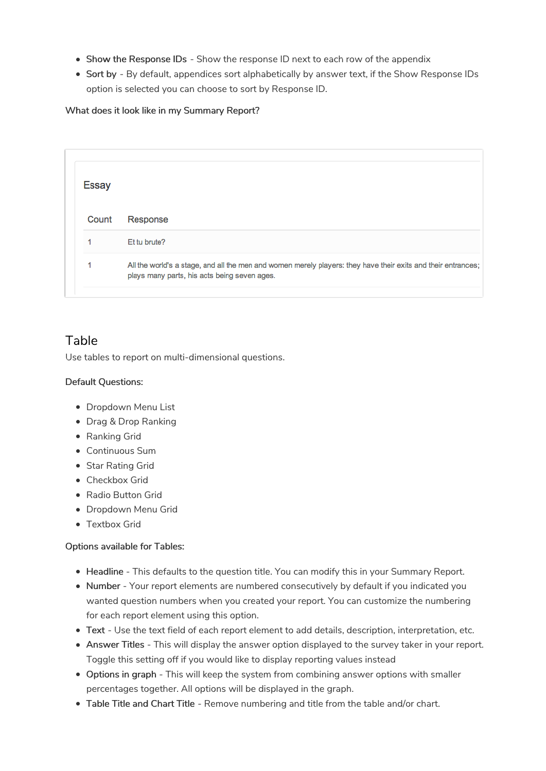- **Show the Response IDs** - Show the response ID next to each row of the appendix
- **Sort by** - By default, appendices sort alphabetically by answer text, if the Show Response IDs option is selected you can choose to sort by Response ID.

What does it look like in my Summary Report?

Essay

| Count | Response |
|---|---|
| 1 | Et tu brute? |
| 1 | All the world's a stage, and all the men and women merely players: they have their exits and their entrances; plays many parts, his acts being seven ages. |

## Table

Use tables to report on multi-dimensional questions.

Default Questions:

- Dropdown Menu List
- Drag & Drop Ranking
- Ranking Grid
- Continuous Sum
- Star Rating Grid
- Checkbox Grid
- Radio Button Grid
- Dropdown Menu Grid
- Textbox Grid

Options available for Tables:

- **Headline** - This defaults to the question title. You can modify this in your Summary Report.
- **Number** - Your report elements are numbered consecutively by default if you indicated you wanted question numbers when you created your report. You can customize the numbering for each report element using this option.
- **Text** - Use the text field of each report element to add details, description, interpretation, etc.
- **Answer Titles** - This will display the answer option displayed to the survey taker in your report. Toggle this setting off if you would like to display reporting values instead
- **Options in graph** - This will keep the system from combining answer options with smaller percentages together. All options will be displayed in the graph.
- **Table Title and Chart Title** - Remove numbering and title from the table and/or chart.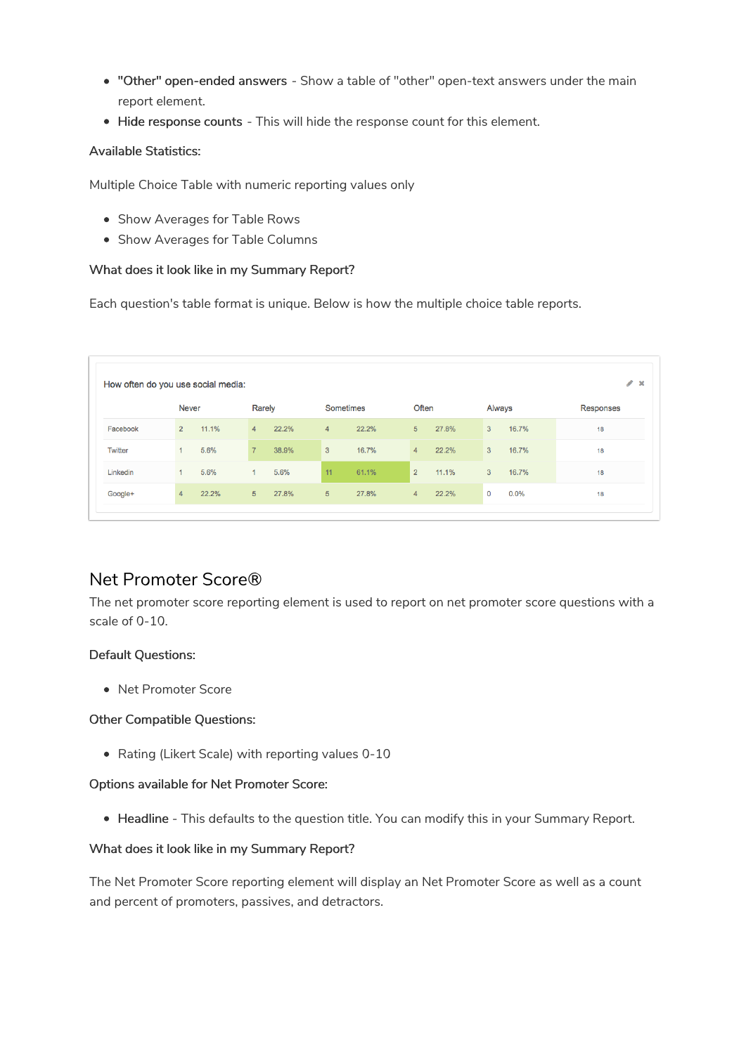- **"Other" open-ended answers** - Show a table of "other" open-text answers under the main report element.
- **Hide response counts** - This will hide the response count for this element.

Available Statistics:

Multiple Choice Table with numeric reporting values only

- Show Averages for Table Rows
- Show Averages for Table Columns

What does it look like in my Summary Report?

Each question's table format is unique. Below is how the multiple choice table reports.

How often do you use social media:

| | Never | | Rarely | | Sometimes | | Often | | Always | | Responses |
|---|---|---|---|---|---|---|---|---|---|---|---|
| Facebook | 2 | 11.1% | 4 | 22.2% | 4 | 22.2% | 5 | 27.8% | 3 | 16.7% | 18 |
| Twitter | 1 | 5.6% | 7 | 38.9% | 3 | 16.7% | 4 | 22.2% | 3 | 16.7% | 18 |
| Linkedin | 1 | 5.6% | 1 | 5.6% | 11 | 61.1% | 2 | 11.1% | 3 | 16.7% | 18 |
| Google+ | 4 | 22.2% | 5 | 27.8% | 5 | 27.8% | 4 | 22.2% | 0 | 0.0% | 18 |

## Net Promoter Score®

The net promoter score reporting element is used to report on net promoter score questions with a scale of 0-10.

Default Questions:

- Net Promoter Score

Other Compatible Questions:

- Rating (Likert Scale) with reporting values 0-10

Options available for Net Promoter Score:

- **Headline** - This defaults to the question title. You can modify this in your Summary Report.

What does it look like in my Summary Report?

The Net Promoter Score reporting element will display an Net Promoter Score as well as a count and percent of promoters, passives, and detractors.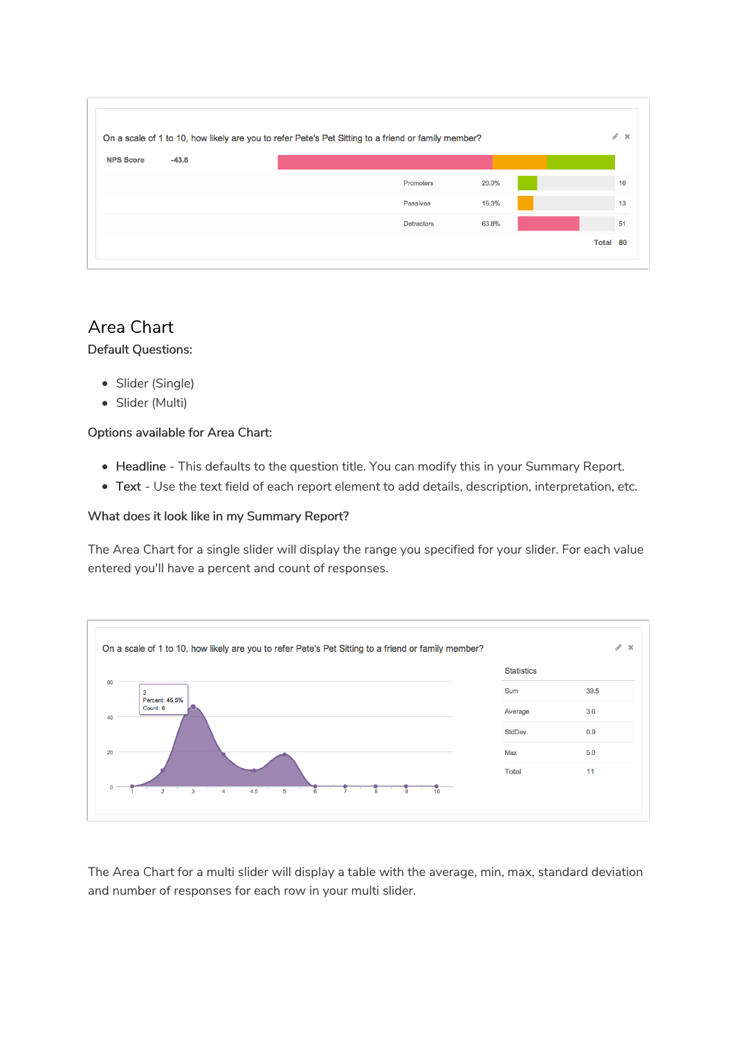On a scale of 1 to 10, how likely are you to refer Pete's Pet Sitting to a friend or family member?

NPS Score -43.8

Promoters 20.0% 16

Passives 16.3% 13

Detractors 63.8% 51

Total 80

## Area Chart

**Default Questions:**

- Slider (Single)
- Slider (Multi)

**Options available for Area Chart:**

- **Headline** - This defaults to the question title. You can modify this in your Summary Report.
- **Text** - Use the text field of each report element to add details, description, interpretation, etc.

**What does it look like in my Summary Report?**

The Area Chart for a single slider will display the range you specified for your slider. For each value entered you'll have a percent and count of responses.

On a scale of 1 to 10, how likely are you to refer Pete's Pet Sitting to a friend or family member?

60
40
20
0
1 2 3 4 4.5 5 6 7 8 9 10

3
Percent: 45.5%
Count: 5

Statistics

Sum 39.5

Average 3.6

StdDev 0.9

Max 5.0

Total 11

The Area Chart for a multi slider will display a table with the average, min, max, standard deviation and number of responses for each row in your multi slider.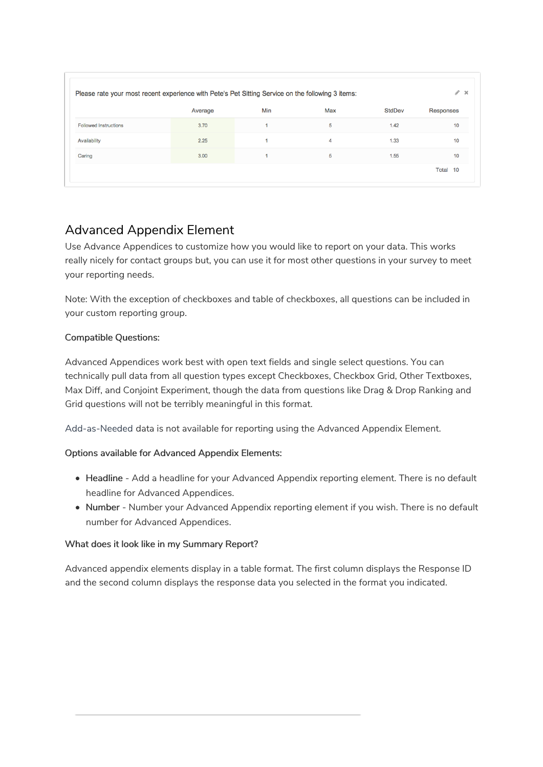Please rate your most recent experience with Pete's Pet Sitting Service on the following 3 items:

| | Average | Min | Max | StdDev | Responses |
|---|---|---|---|---|---|
| Followed Instructions | 3.70 | 1 | 5 | 1.42 | 10 |
| Availability | 2.25 | 1 | 4 | 1.33 | 10 |
| Caring | 3.00 | 1 | 5 | 1.55 | 10 |
| | | | | | Total 10 |

## Advanced Appendix Element

Use Advance Appendices to customize how you would like to report on your data. This works really nicely for contact groups but, you can use it for most other questions in your survey to meet your reporting needs.

Note: With the exception of checkboxes and table of checkboxes, all questions can be included in your custom reporting group.

#### Compatible Questions:

Advanced Appendices work best with open text fields and single select questions. You can technically pull data from all question types except Checkboxes, Checkbox Grid, Other Textboxes, Max Diff, and Conjoint Experiment, though the data from questions like Drag & Drop Ranking and Grid questions will not be terribly meaningful in this format.

Add-as-Needed data is not available for reporting using the Advanced Appendix Element.

#### Options available for Advanced Appendix Elements:

- **Headline** - Add a headline for your Advanced Appendix reporting element. There is no default headline for Advanced Appendices.
- **Number** - Number your Advanced Appendix reporting element if you wish. There is no default number for Advanced Appendices.

#### What does it look like in my Summary Report?

Advanced appendix elements display in a table format. The first column displays the Response ID and the second column displays the response data you selected in the format you indicated.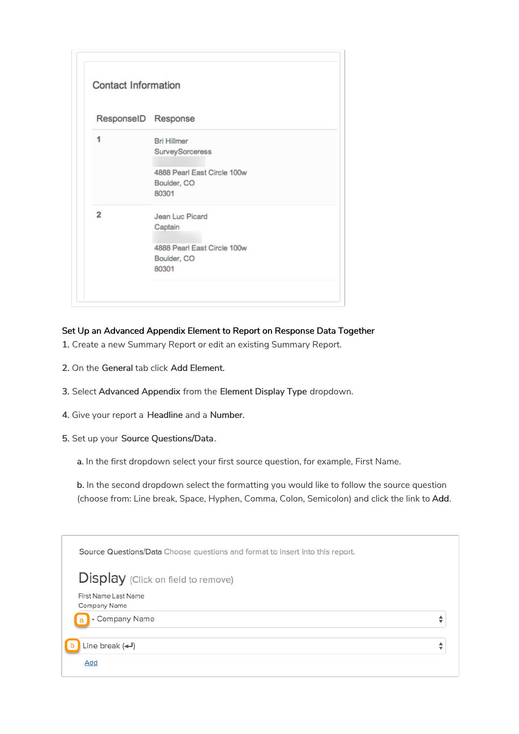Contact Information

| ResponseID | Response |
|---|---|
| 1 | Bri Hillmer<br>SurveySorceress<br><br>4888 Pearl East Circle 100w<br>Boulder, CO<br>80301 |
| 2 | Jean Luc Picard<br>Captain<br><br>4888 Pearl East Circle 100w<br>Boulder, CO<br>80301 |

### Set Up an Advanced Appendix Element to Report on Response Data Together

1. Create a new Summary Report or edit an existing Summary Report.

2. On the **General** tab click **Add Element.**

3. Select **Advanced Appendix** from the **Element Display Type** dropdown.

4. Give your report a **Headline** and a **Number.**

5. Set up your **Source Questions/Data**.

   a. In the first dropdown select your first source question, for example, First Name.

   b. In the second dropdown select the formatting you would like to follow the source question (choose from: Line break, Space, Hyphen, Comma, Colon, Semicolon) and click the link to **Add**.

Source Questions/Data Choose questions and format to insert into this report.

Display (Click on field to remove)

First Name Last Name
Company Name

a · Company Name

b Line break (↵)

Add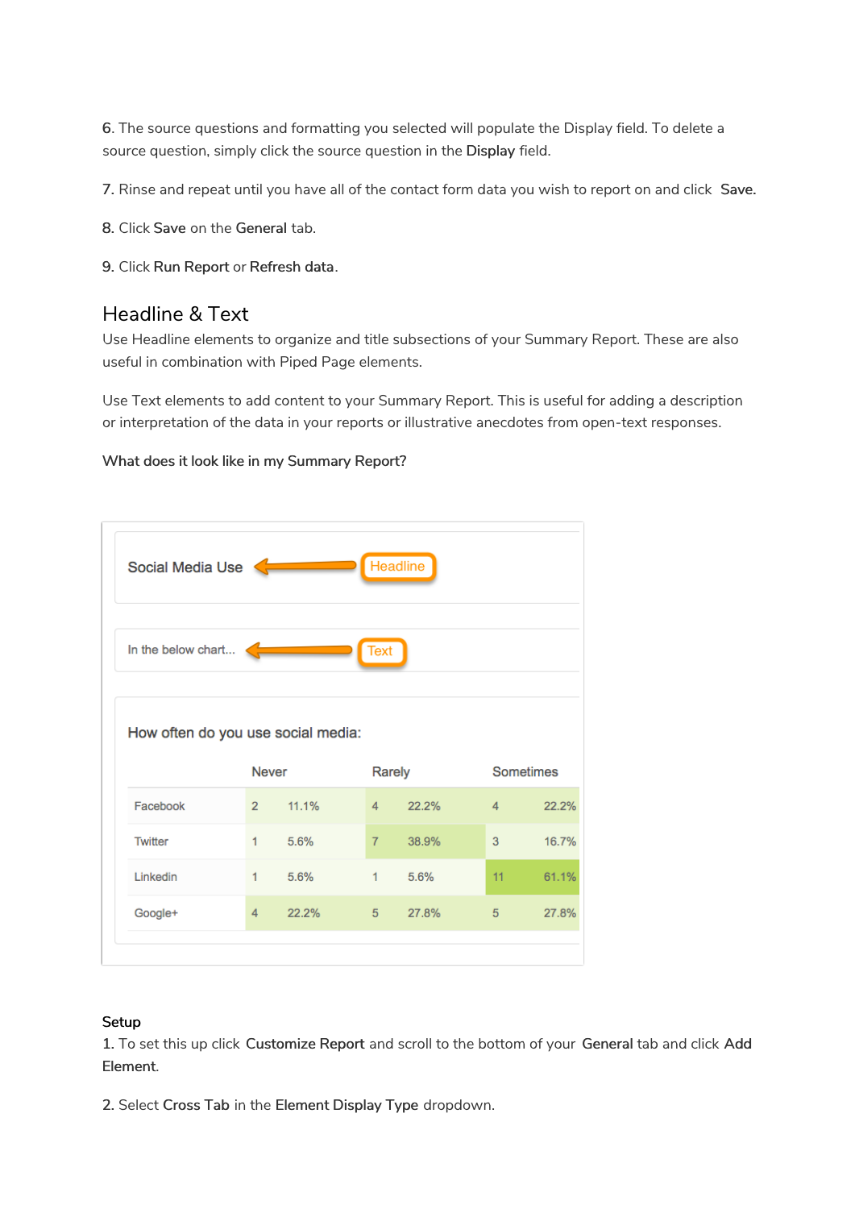6. The source questions and formatting you selected will populate the Display field. To delete a source question, simply click the source question in the **Display** field.

7. Rinse and repeat until you have all of the contact form data you wish to report on and click **Save.**

8. Click **Save** on the **General** tab.

9. Click **Run Report** or **Refresh data**.

## Headline & Text

Use Headline elements to organize and title subsections of your Summary Report. These are also useful in combination with Piped Page elements.

Use Text elements to add content to your Summary Report. This is useful for adding a description or interpretation of the data in your reports or illustrative anecdotes from open-text responses.

**What does it look like in my Summary Report?**

Social Media Use ← Headline

In the below chart... ← Text

How often do you use social media:

| | Never | | Rarely | | Sometimes | |
|---|---|---|---|---|---|---|
| Facebook | 2 | 11.1% | 4 | 22.2% | 4 | 22.2% |
| Twitter | 1 | 5.6% | 7 | 38.9% | 3 | 16.7% |
| Linkedin | 1 | 5.6% | 1 | 5.6% | 11 | 61.1% |
| Google+ | 4 | 22.2% | 5 | 27.8% | 5 | 27.8% |

**Setup**

1. To set this up click **Customize Report** and scroll to the bottom of your **General** tab and click **Add Element**.

2. Select **Cross Tab** in the **Element Display Type** dropdown.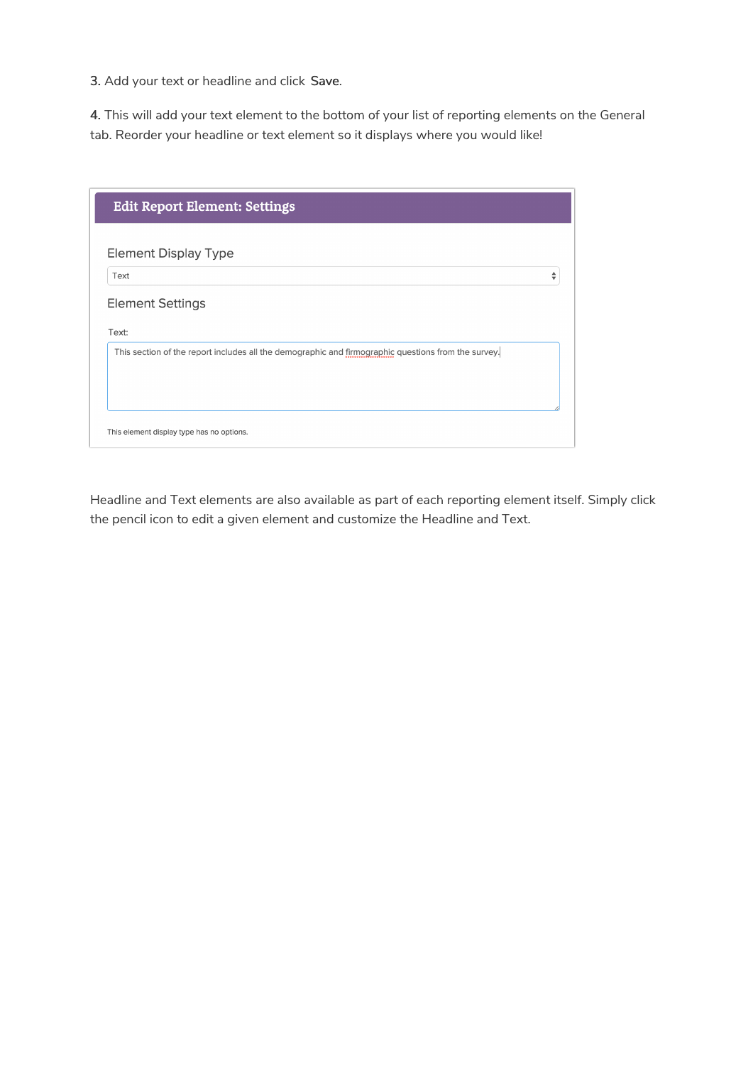3. Add your text or headline and click **Save**.

4. This will add your text element to the bottom of your list of reporting elements on the General tab. Reorder your headline or text element so it displays where you would like!

**Edit Report Element: Settings**

Element Display Type

Text

Element Settings

Text:

This section of the report includes all the demographic and firmographic questions from the survey.

This element display type has no options.

Headline and Text elements are also available as part of each reporting element itself. Simply click the pencil icon to edit a given element and customize the Headline and Text.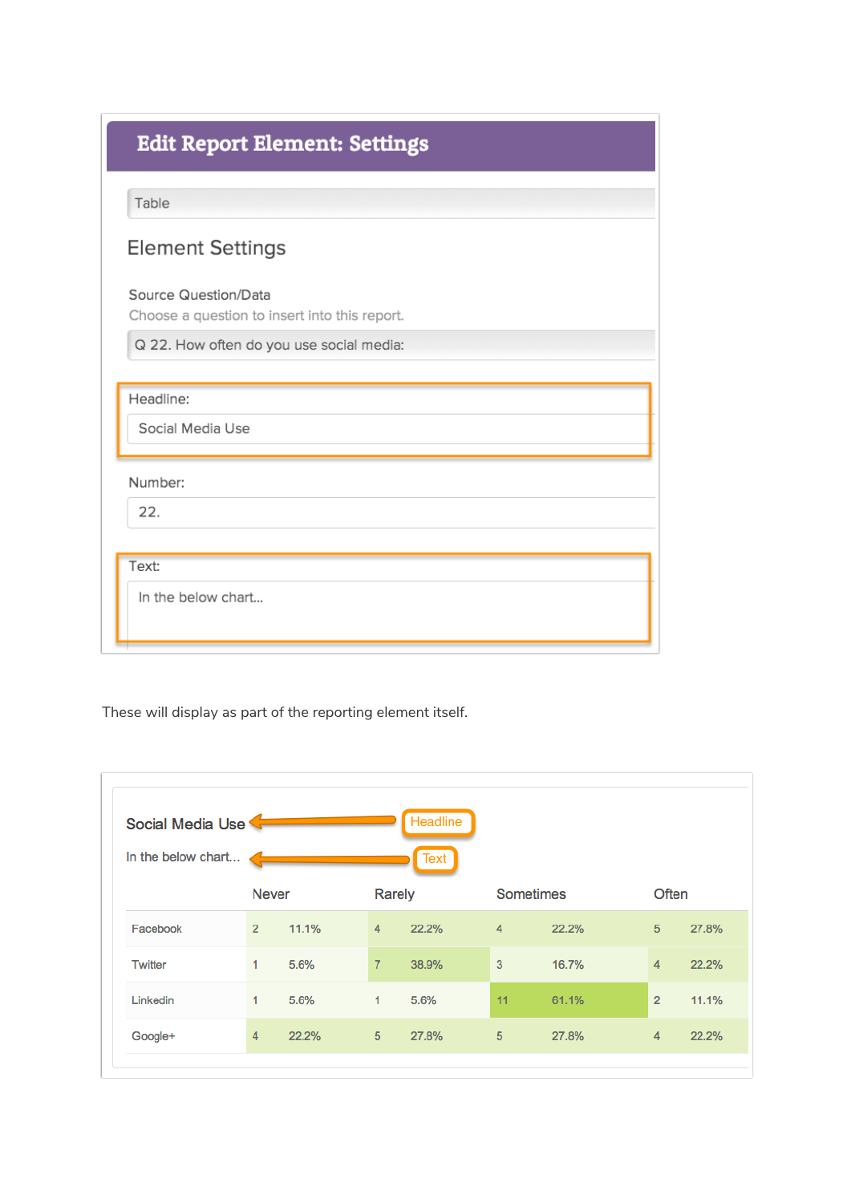## Edit Report Element: Settings

Table

### Element Settings

Source Question/Data

Choose a question to insert into this report.

Q 22. How often do you use social media:

Headline:

Social Media Use

Number:

22.

Text:

In the below chart...

These will display as part of the reporting element itself.

Social Media Use ← Headline

In the below chart... ← Text

| | Never | | Rarely | | Sometimes | | Often | |
|---|---|---|---|---|---|---|---|---|
| Facebook | 2 | 11.1% | 4 | 22.2% | 4 | 22.2% | 5 | 27.8% |
| Twitter | 1 | 5.6% | 7 | 38.9% | 3 | 16.7% | 4 | 22.2% |
| Linkedin | 1 | 5.6% | 1 | 5.6% | 11 | 61.1% | 2 | 11.1% |
| Google+ | 4 | 22.2% | 5 | 27.8% | 5 | 27.8% | 4 | 22.2% |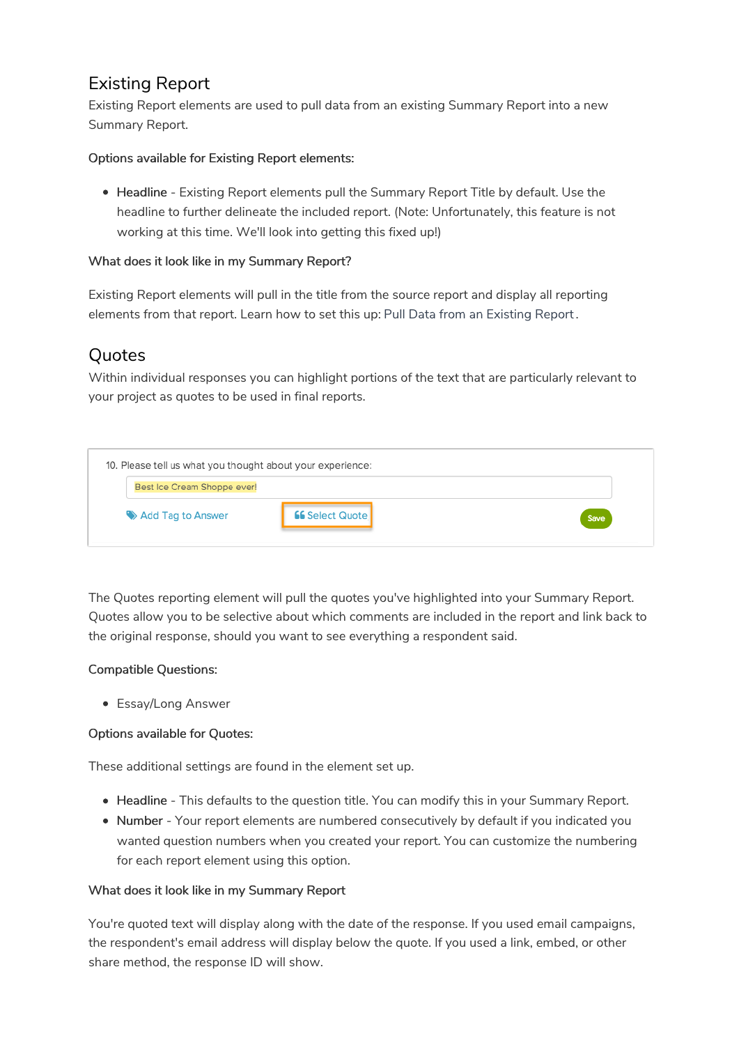## Existing Report

Existing Report elements are used to pull data from an existing Summary Report into a new Summary Report.

Options available for Existing Report elements:

- **Headline** - Existing Report elements pull the Summary Report Title by default. Use the headline to further delineate the included report. (Note: Unfortunately, this feature is not working at this time. We'll look into getting this fixed up!)

What does it look like in my Summary Report?

Existing Report elements will pull in the title from the source report and display all reporting elements from that report. Learn how to set this up: Pull Data from an Existing Report.

## Quotes

Within individual responses you can highlight portions of the text that are particularly relevant to your project as quotes to be used in final reports.

10. Please tell us what you thought about your experience:

Best Ice Cream Shoppe ever!

Add Tag to Answer | Select Quote | Save

The Quotes reporting element will pull the quotes you've highlighted into your Summary Report. Quotes allow you to be selective about which comments are included in the report and link back to the original response, should you want to see everything a respondent said.

Compatible Questions:

- Essay/Long Answer

Options available for Quotes:

These additional settings are found in the element set up.

- **Headline** - This defaults to the question title. You can modify this in your Summary Report.
- **Number** - Your report elements are numbered consecutively by default if you indicated you wanted question numbers when you created your report. You can customize the numbering for each report element using this option.

What does it look like in my Summary Report

You're quoted text will display along with the date of the response. If you used email campaigns, the respondent's email address will display below the quote. If you used a link, embed, or other share method, the response ID will show.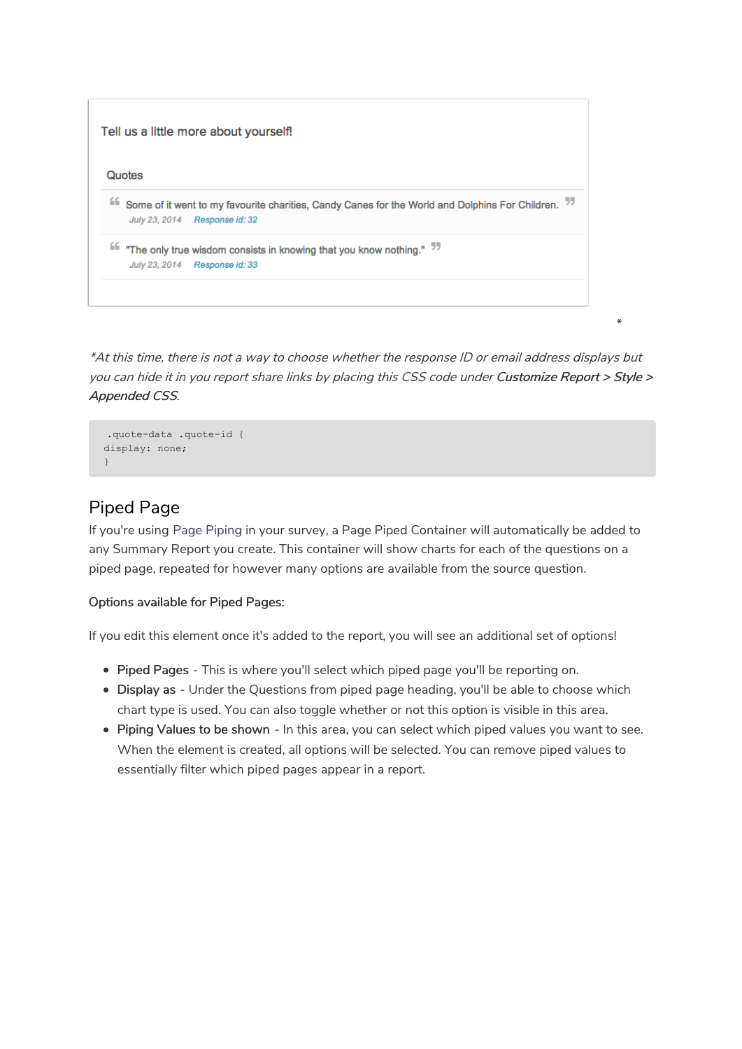Tell us a little more about yourself!

Quotes

Some of it went to my favourite charities, Candy Canes for the World and Dolphins For Children.
July 23, 2014 Response id: 32

"The only true wisdom consists in knowing that you know nothing."
July 23, 2014 Response id: 33

*

*At this time, there is not a way to choose whether the response ID or email address displays but you can hide it in you report share links by placing this CSS code under **Customize Report > Style > Appended CSS**.*

```
.quote-data .quote-id {
display: none;
}
```

## Piped Page

If you're using Page Piping in your survey, a Page Piped Container will automatically be added to any Summary Report you create. This container will show charts for each of the questions on a piped page, repeated for however many options are available from the source question.

Options available for Piped Pages:

If you edit this element once it's added to the report, you will see an additional set of options!

- Piped Pages - This is where you'll select which piped page you'll be reporting on.
- Display as - Under the Questions from piped page heading, you'll be able to choose which chart type is used. You can also toggle whether or not this option is visible in this area.
- Piping Values to be shown - In this area, you can select which piped values you want to see. When the element is created, all options will be selected. You can remove piped values to essentially filter which piped pages appear in a report.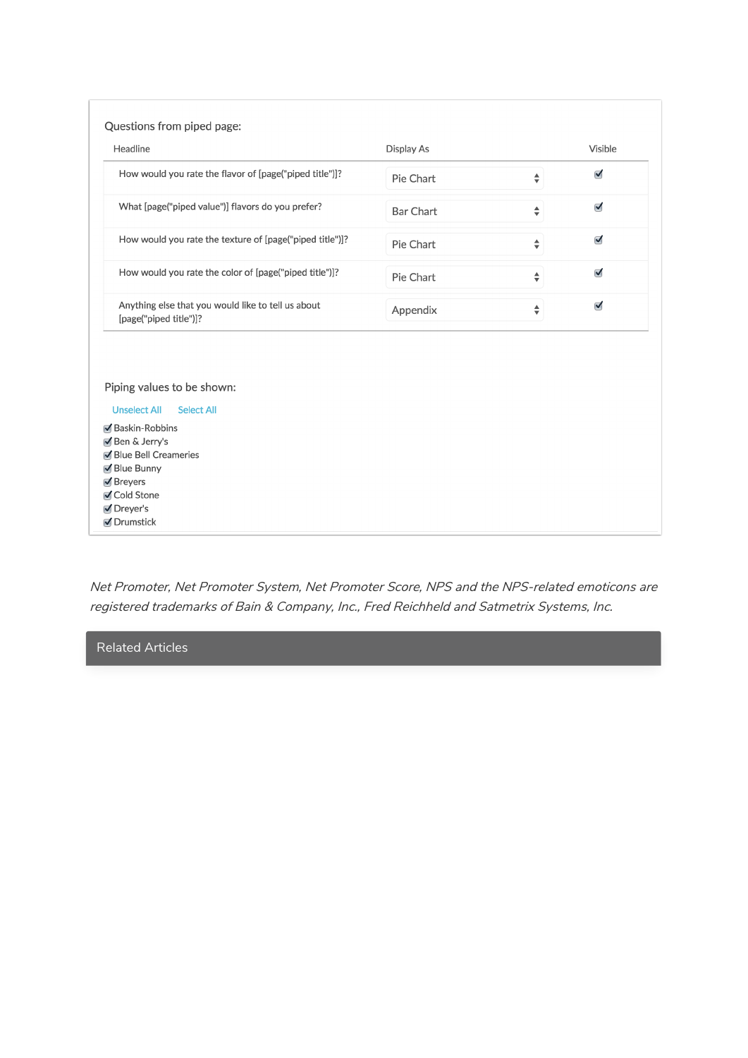Questions from piped page:

| Headline | Display As | Visible |
| --- | --- | --- |
| How would you rate the flavor of [page("piped title")]? | Pie Chart | ☑ |
| What [page("piped value")] flavors do you prefer? | Bar Chart | ☑ |
| How would you rate the texture of [page("piped title")]? | Pie Chart | ☑ |
| How would you rate the color of [page("piped title")]? | Pie Chart | ☑ |
| Anything else that you would like to tell us about [page("piped title")]? | Appendix | ☑ |

Piping values to be shown:

Unselect All    Select All

- ☑ Baskin-Robbins
- ☑ Ben & Jerry's
- ☑ Blue Bell Creameries
- ☑ Blue Bunny
- ☑ Breyers
- ☑ Cold Stone
- ☑ Dreyer's
- ☑ Drumstick

*Net Promoter, Net Promoter System, Net Promoter Score, NPS and the NPS-related emoticons are registered trademarks of Bain & Company, Inc., Fred Reichheld and Satmetrix Systems, Inc.*

## Related Articles